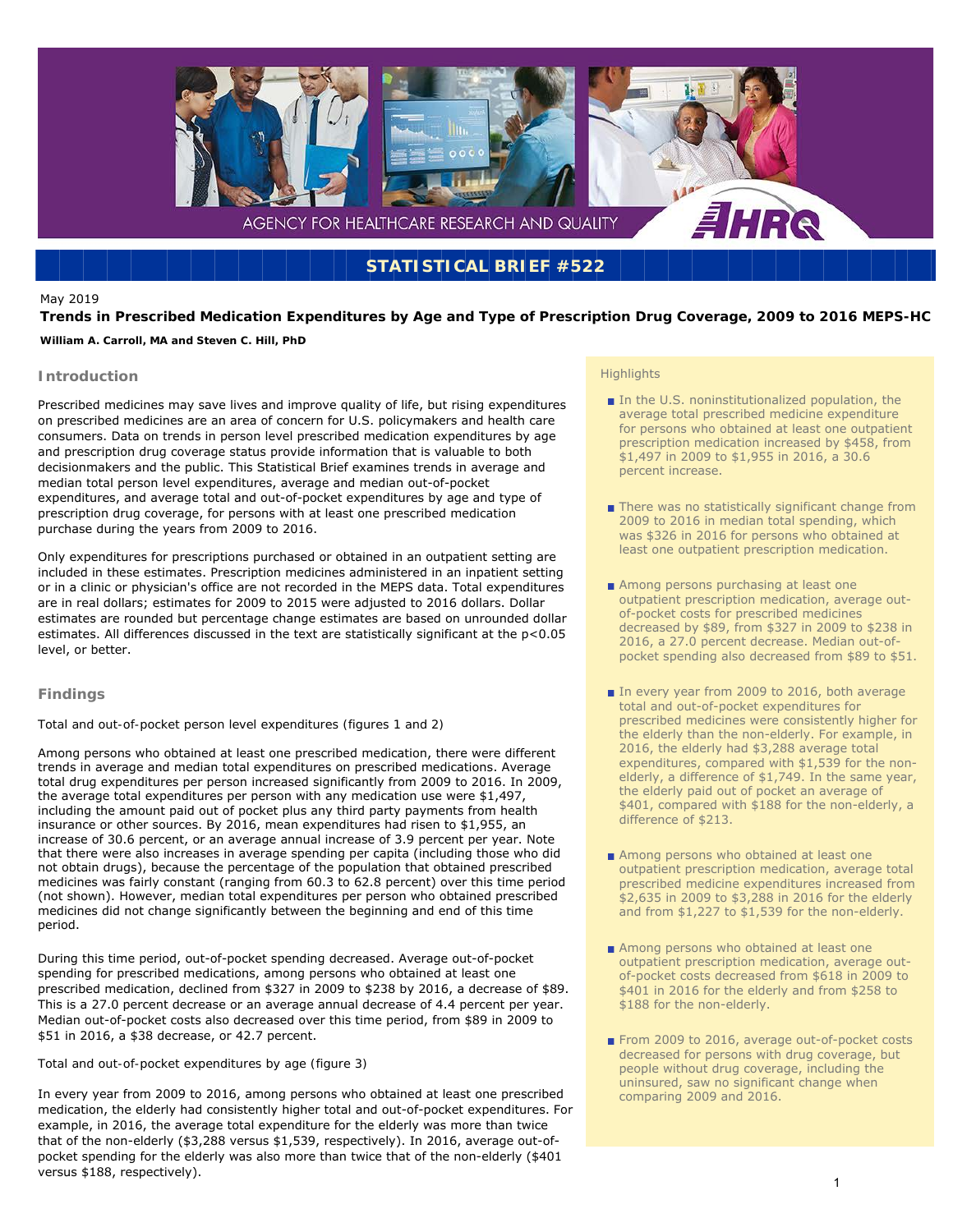AGENCY FOR HEALTHCARE RESEARCH AND QUALITY

**STATISTICAL BRIEF #522**

May 2019

# Trends in Prescribed Medication Expenditures by Age and Type of Prescription Drug Coverage, 2009 to 2016 MEPS-HC

**William A. Carroll, MA and Steven C. Hill, PhD**

## Introduction

Prescribed medicines may save lives and improve quality of life, but rising expenditures on prescribed medicines are an area of concern for U.S. policymakers and health care consumers. Data on trends in person level prescribed medication expenditures by age and prescription drug coverage status provide information that is valuable to both decisionmakers and the public. This Statistical Brief examines trends in average and median total person level expenditures, average and median out-of-pocket expenditures, and average total and out-of-pocket expenditures by age and type of prescription drug coverage, for persons with at least one prescribed medication purchase during the years from 2009 to 2016.

Only expenditures for prescriptions purchased or obtained in an outpatient setting are included in these estimates. Prescription medicines administered in an inpatient setting or in a clinic or physician's office are not recorded in the MEPS data. Total expenditures are in real dollars; estimates for 2009 to 2015 were adjusted to 2016 dollars. Dollar estimates are rounded but percentage change estimates are based on unrounded dollar estimates. All differences discussed in the text are statistically significant at the $p<0.05$ level, or better.

## Highlights

- In the U.S. noninstitutionalized population, the average total prescribed medicine expenditure for persons who obtained at least one outpatient prescription medication increased by $458, from $1,497 in 2009 to $1,955 in 2016, a 30.6 percent increase.
- There was no statistically significant change from 2009 to 2016 in median total spending, which was $326 in 2016 for persons who obtained at least one outpatient prescription medication.
- Among persons purchasing at least one outpatient prescription medication, average out-of-pocket costs for prescribed medicines decreased by $89, from $327 in 2009 to $238 in 2016, a 27.0 percent decrease. Median out-of-pocket spending also decreased from $89 to $51.
- In every year from 2009 to 2016, both average total and out-of-pocket expenditures for prescribed medicines were consistently higher for the elderly than the non-elderly. For example, in 2016, the elderly had $3,288 average total expenditures, compared with $1,539 for the non-elderly, a difference of $1,749. In the same year, the elderly paid out of pocket an average of $401, compared with $188 for the non-elderly, a difference of $213.
- Among persons who obtained at least one outpatient prescription medication, average total prescribed medicine expenditures increased from $2,635 in 2009 to $3,288 in 2016 for the elderly and from $1,227 to $1,539 for the non-elderly.
- Among persons who obtained at least one outpatient prescription medication, average out-of-pocket costs decreased from $618 in 2009 to $401 in 2016 for the elderly and from $258 to $188 for the non-elderly.
- From 2009 to 2016, average out-of-pocket costs decreased for persons with drug coverage, but people without drug coverage, including the uninsured, saw no significant change when comparing 2009 and 2016.

## Findings

Total and out-of-pocket person level expenditures (figures 1 and 2)

Among persons who obtained at least one prescribed medication, there were different trends in average and median total expenditures on prescribed medications. Average total drug expenditures per person increased significantly from 2009 to 2016. In 2009, the average total expenditures per person with any medication use were $1,497, including the amount paid out of pocket plus any third party payments from health insurance or other sources. By 2016, mean expenditures had risen to $1,955, an increase of 30.6 percent, or an average annual increase of 3.9 percent per year. Note that there were also increases in average spending per capita (including those who did not obtain drugs), because the percentage of the population that obtained prescribed medicines was fairly constant (ranging from 60.3 to 62.8 percent) over this time period (not shown). However, median total expenditures per person who obtained prescribed medicines did not change significantly between the beginning and end of this time period.

During this time period, out-of-pocket spending decreased. Average out-of-pocket spending for prescribed medications, among persons who obtained at least one prescribed medication, declined from $327 in 2009 to $238 by 2016, a decrease of $89. This is a 27.0 percent decrease or an average annual decrease of 4.4 percent per year. Median out-of-pocket costs also decreased over this time period, from $89 in 2009 to $51 in 2016, a $38 decrease, or 42.7 percent.

Total and out-of-pocket expenditures by age (figure 3)

In every year from 2009 to 2016, among persons who obtained at least one prescribed medication, the elderly had consistently higher total and out-of-pocket expenditures. For example, in 2016, the average total expenditure for the elderly was more than twice that of the non-elderly ($3,288 versus $1,539, respectively). In 2016, average out-of-pocket spending for the elderly was also more than twice that of the non-elderly ($401 versus $188, respectively).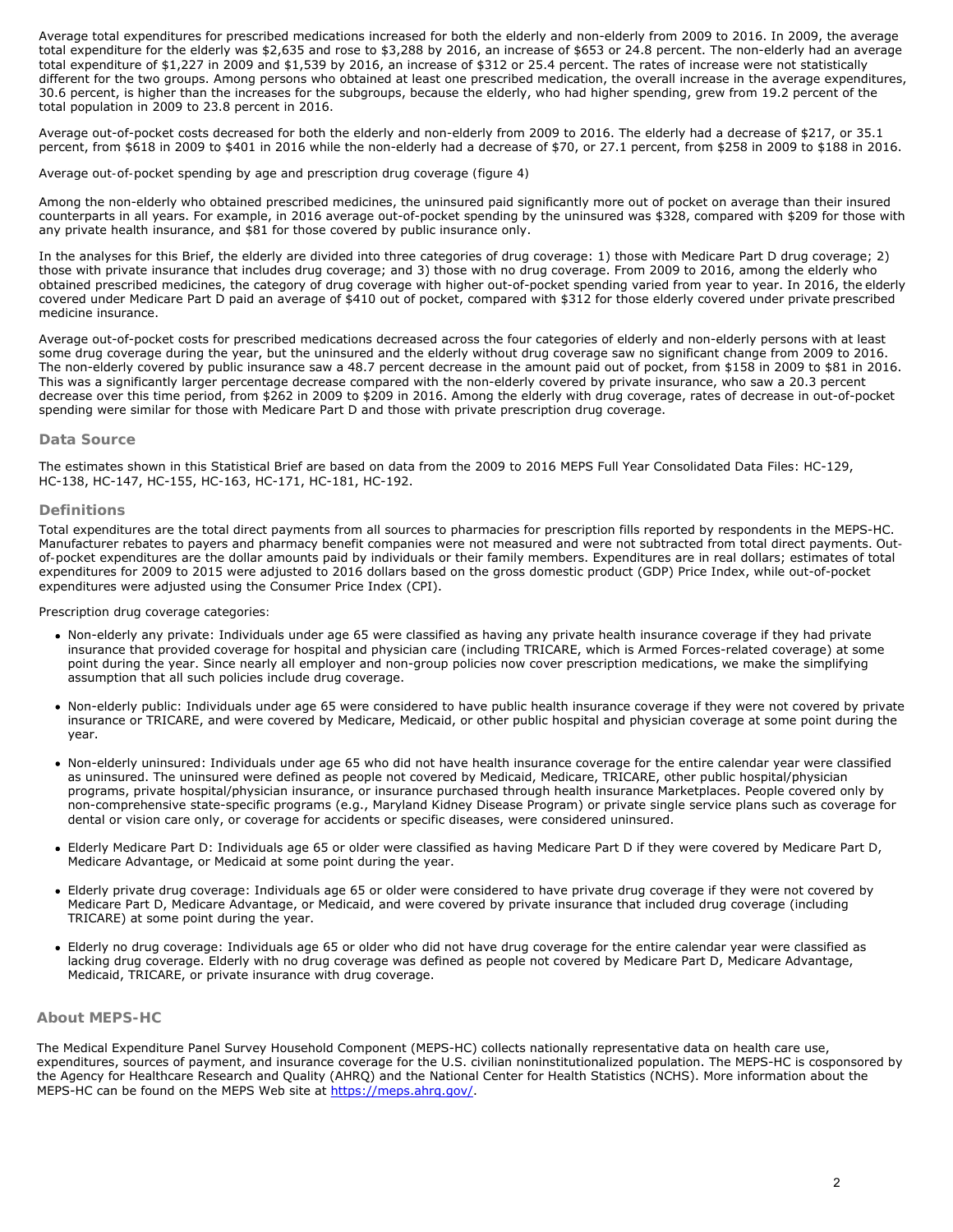Average total expenditures for prescribed medications increased for both the elderly and non-elderly from 2009 to 2016. In 2009, the average total expenditure for the elderly was $2,635 and rose to $3,288 by 2016, an increase of $653 or 24.8 percent. The non-elderly had an average total expenditure of $1,227 in 2009 and $1,539 by 2016, an increase of $312 or 25.4 percent. The rates of increase were not statistically different for the two groups. Among persons who obtained at least one prescribed medication, the overall increase in the average expenditures, 30.6 percent, is higher than the increases for the subgroups, because the elderly, who had higher spending, grew from 19.2 percent of the total population in 2009 to 23.8 percent in 2016.

Average out-of-pocket costs decreased for both the elderly and non-elderly from 2009 to 2016. The elderly had a decrease of $217, or 35.1 percent, from $618 in 2009 to $401 in 2016 while the non-elderly had a decrease of $70, or 27.1 percent, from $258 in 2009 to $188 in 2016.

Average out-of-pocket spending by age and prescription drug coverage (figure 4)

Among the non-elderly who obtained prescribed medicines, the uninsured paid significantly more out of pocket on average than their insured counterparts in all years. For example, in 2016 average out-of-pocket spending by the uninsured was $328, compared with $209 for those with any private health insurance, and $81 for those covered by public insurance only.

In the analyses for this Brief, the elderly are divided into three categories of drug coverage: 1) those with Medicare Part D drug coverage; 2) those with private insurance that includes drug coverage; and 3) those with no drug coverage. From 2009 to 2016, among the elderly who obtained prescribed medicines, the category of drug coverage with higher out-of-pocket spending varied from year to year. In 2016, the elderly covered under Medicare Part D paid an average of $410 out of pocket, compared with $312 for those elderly covered under private prescribed medicine insurance.

Average out-of-pocket costs for prescribed medications decreased across the four categories of elderly and non-elderly persons with at least some drug coverage during the year, but the uninsured and the elderly without drug coverage saw no significant change from 2009 to 2016. The non-elderly covered by public insurance saw a 48.7 percent decrease in the amount paid out of pocket, from $158 in 2009 to $81 in 2016. This was a significantly larger percentage decrease compared with the non-elderly covered by private insurance, who saw a 20.3 percent decrease over this time period, from $262 in 2009 to $209 in 2016. Among the elderly with drug coverage, rates of decrease in out-of-pocket spending were similar for those with Medicare Part D and those with private prescription drug coverage.

### Data Source

The estimates shown in this Statistical Brief are based on data from the 2009 to 2016 MEPS Full Year Consolidated Data Files: HC-129, HC-138, HC-147, HC-155, HC-163, HC-171, HC-181, HC-192.

### Definitions

Total expenditures are the total direct payments from all sources to pharmacies for prescription fills reported by respondents in the MEPS-HC. Manufacturer rebates to payers and pharmacy benefit companies were not measured and were not subtracted from total direct payments. Out-of-pocket expenditures are the dollar amounts paid by individuals or their family members. Expenditures are in real dollars; estimates of total expenditures for 2009 to 2015 were adjusted to 2016 dollars based on the gross domestic product (GDP) Price Index, while out-of-pocket expenditures were adjusted using the Consumer Price Index (CPI).

Prescription drug coverage categories:

- Non-elderly any private: Individuals under age 65 were classified as having any private health insurance coverage if they had private insurance that provided coverage for hospital and physician care (including TRICARE, which is Armed Forces-related coverage) at some point during the year. Since nearly all employer and non-group policies now cover prescription medications, we make the simplifying assumption that all such policies include drug coverage.
- Non-elderly public: Individuals under age 65 were considered to have public health insurance coverage if they were not covered by private insurance or TRICARE, and were covered by Medicare, Medicaid, or other public hospital and physician coverage at some point during the year.
- Non-elderly uninsured: Individuals under age 65 who did not have health insurance coverage for the entire calendar year were classified as uninsured. The uninsured were defined as people not covered by Medicaid, Medicare, TRICARE, other public hospital/physician programs, private hospital/physician insurance, or insurance purchased through health insurance Marketplaces. People covered only by non-comprehensive state-specific programs (e.g., Maryland Kidney Disease Program) or private single service plans such as coverage for dental or vision care only, or coverage for accidents or specific diseases, were considered uninsured.
- Elderly Medicare Part D: Individuals age 65 or older were classified as having Medicare Part D if they were covered by Medicare Part D, Medicare Advantage, or Medicaid at some point during the year.
- Elderly private drug coverage: Individuals age 65 or older were considered to have private drug coverage if they were not covered by Medicare Part D, Medicare Advantage, or Medicaid, and were covered by private insurance that included drug coverage (including TRICARE) at some point during the year.
- Elderly no drug coverage: Individuals age 65 or older who did not have drug coverage for the entire calendar year were classified as lacking drug coverage. Elderly with no drug coverage was defined as people not covered by Medicare Part D, Medicare Advantage, Medicaid, TRICARE, or private insurance with drug coverage.

### About MEPS-HC

The Medical Expenditure Panel Survey Household Component (MEPS-HC) collects nationally representative data on health care use, expenditures, sources of payment, and insurance coverage for the U.S. civilian noninstitutionalized population. The MEPS-HC is cosponsored by the Agency for Healthcare Research and Quality (AHRQ) and the National Center for Health Statistics (NCHS). More information about the MEPS-HC can be found on the MEPS Web site at [https://meps.ahrq.gov/](https://meps.ahrq.gov/).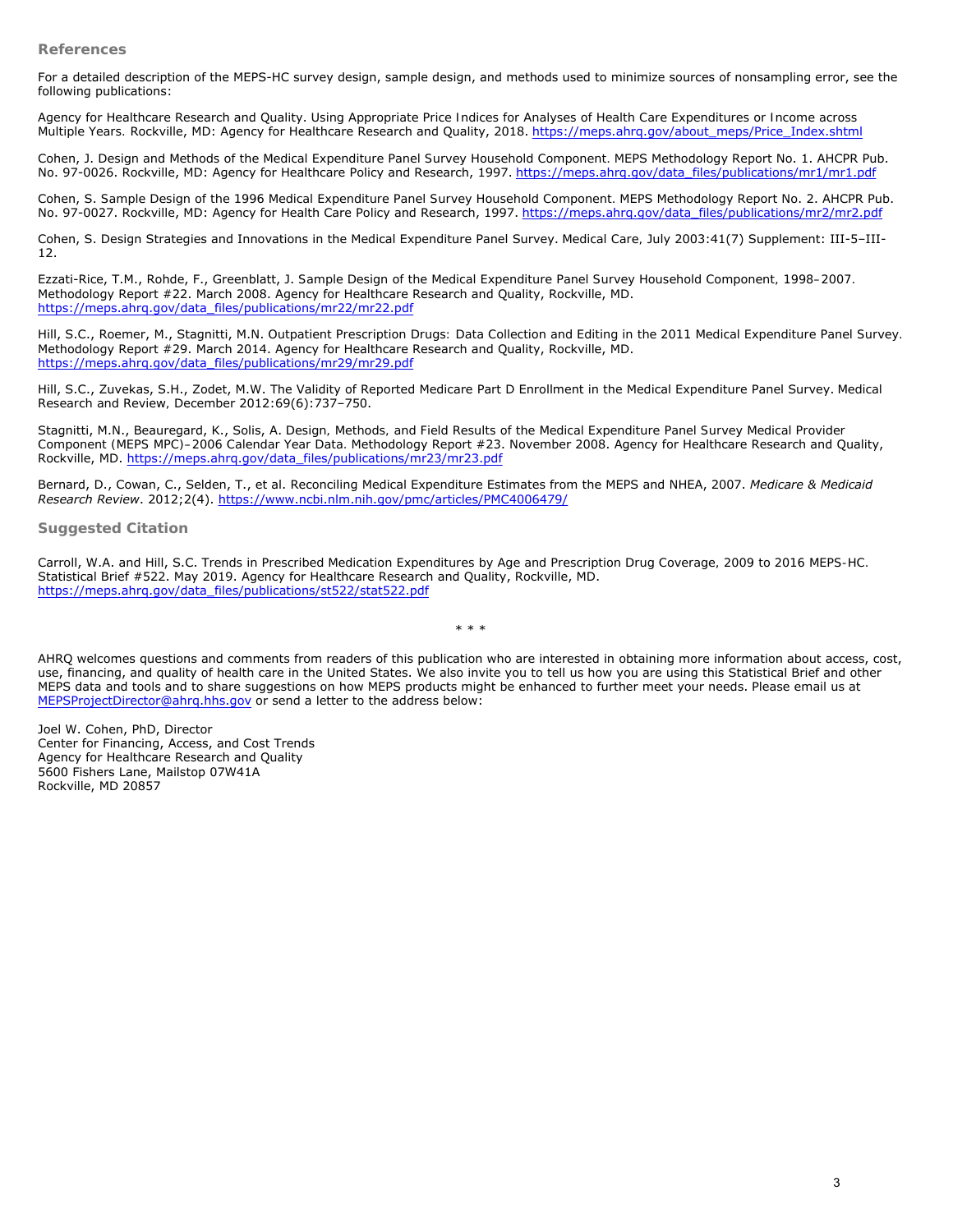## References

For a detailed description of the MEPS-HC survey design, sample design, and methods used to minimize sources of nonsampling error, see the following publications:

Agency for Healthcare Research and Quality. Using Appropriate Price Indices for Analyses of Health Care Expenditures or Income across Multiple Years. Rockville, MD: Agency for Healthcare Research and Quality, 2018. https://meps.ahrq.gov/about_meps/Price_Index.shtml

Cohen, J. Design and Methods of the Medical Expenditure Panel Survey Household Component. MEPS Methodology Report No. 1. AHCPR Pub. No. 97-0026. Rockville, MD: Agency for Healthcare Policy and Research, 1997. https://meps.ahrq.gov/data_files/publications/mr1/mr1.pdf

Cohen, S. Sample Design of the 1996 Medical Expenditure Panel Survey Household Component. MEPS Methodology Report No. 2. AHCPR Pub. No. 97-0027. Rockville, MD: Agency for Health Care Policy and Research, 1997. https://meps.ahrq.gov/data_files/publications/mr2/mr2.pdf

Cohen, S. Design Strategies and Innovations in the Medical Expenditure Panel Survey. Medical Care, July 2003:41(7) Supplement: III-5–III-12.

Ezzati-Rice, T.M., Rohde, F., Greenblatt, J. Sample Design of the Medical Expenditure Panel Survey Household Component, 1998–2007. Methodology Report #22. March 2008. Agency for Healthcare Research and Quality, Rockville, MD. https://meps.ahrq.gov/data_files/publications/mr22/mr22.pdf

Hill, S.C., Roemer, M., Stagnitti, M.N. Outpatient Prescription Drugs: Data Collection and Editing in the 2011 Medical Expenditure Panel Survey. Methodology Report #29. March 2014. Agency for Healthcare Research and Quality, Rockville, MD. https://meps.ahrq.gov/data_files/publications/mr29/mr29.pdf

Hill, S.C., Zuvekas, S.H., Zodet, M.W. The Validity of Reported Medicare Part D Enrollment in the Medical Expenditure Panel Survey. Medical Research and Review, December 2012:69(6):737–750.

Stagnitti, M.N., Beauregard, K., Solis, A. Design, Methods, and Field Results of the Medical Expenditure Panel Survey Medical Provider Component (MEPS MPC)–2006 Calendar Year Data. Methodology Report #23. November 2008. Agency for Healthcare Research and Quality, Rockville, MD. https://meps.ahrq.gov/data_files/publications/mr23/mr23.pdf

Bernard, D., Cowan, C., Selden, T., et al. Reconciling Medical Expenditure Estimates from the MEPS and NHEA, 2007. *Medicare & Medicaid Research Review*. 2012;2(4). https://www.ncbi.nlm.nih.gov/pmc/articles/PMC4006479/

## Suggested Citation

Carroll, W.A. and Hill, S.C. Trends in Prescribed Medication Expenditures by Age and Prescription Drug Coverage, 2009 to 2016 MEPS-HC. Statistical Brief #522. May 2019. Agency for Healthcare Research and Quality, Rockville, MD. https://meps.ahrq.gov/data_files/publications/st522/stat522.pdf

\* \* \*

AHRQ welcomes questions and comments from readers of this publication who are interested in obtaining more information about access, cost, use, financing, and quality of health care in the United States. We also invite you to tell us how you are using this Statistical Brief and other MEPS data and tools and to share suggestions on how MEPS products might be enhanced to further meet your needs. Please email us at MEPSProjectDirector@ahrq.hhs.gov or send a letter to the address below:

Joel W. Cohen, PhD, Director
Center for Financing, Access, and Cost Trends
Agency for Healthcare Research and Quality
5600 Fishers Lane, Mailstop 07W41A
Rockville, MD 20857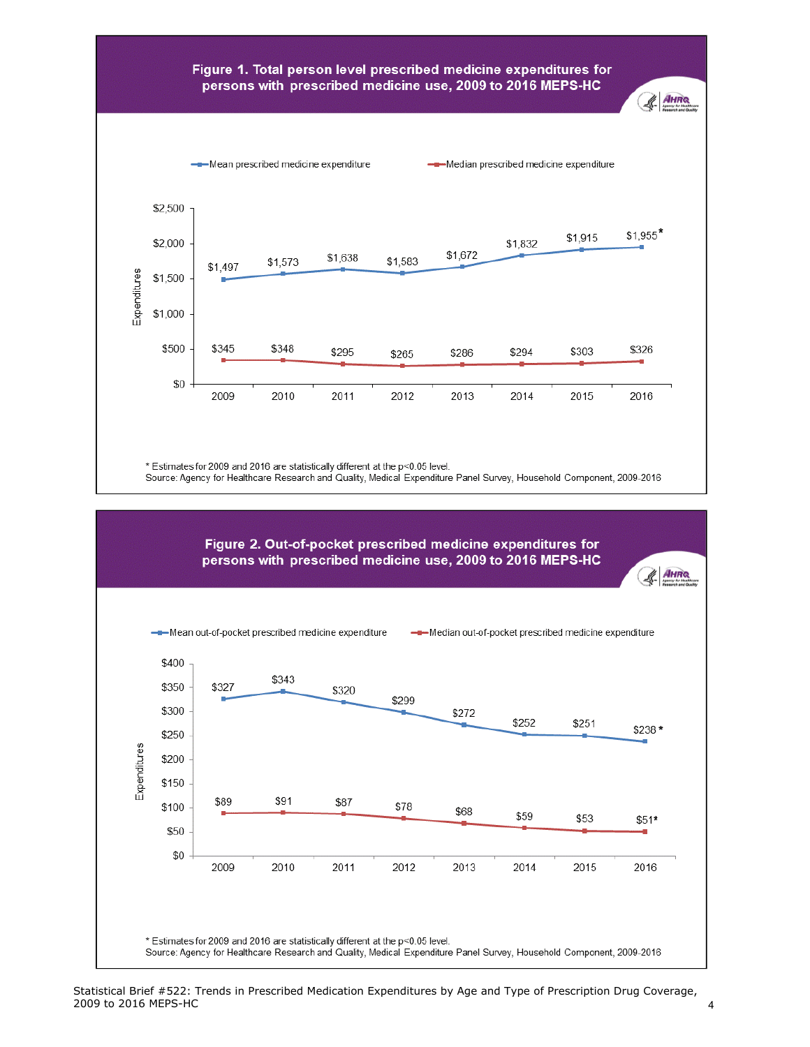## Figure 1. Total person level prescribed medicine expenditures for persons with prescribed medicine use, 2009 to 2016 MEPS-HC

| Year | Mean prescribed medicine expenditure | Median prescribed medicine expenditure |
|---|---|---|
| 2009 | $1,497 | $345 |
| 2010 | $1,573 | $348 |
| 2011 | $1,638 | $295 |
| 2012 | $1,583 | $265 |
| 2013 | $1,672 | $286 |
| 2014 | $1,832 | $294 |
| 2015 | $1,915 | $303 |
| 2016 | $1,955* | $326 |

\* Estimates for 2009 and 2016 are statistically different at the $p<0.05$ level.
Source: Agency for Healthcare Research and Quality, Medical Expenditure Panel Survey, Household Component, 2009-2016

## Figure 2. Out-of-pocket prescribed medicine expenditures for persons with prescribed medicine use, 2009 to 2016 MEPS-HC

| Year | Mean out-of-pocket prescribed medicine expenditure | Median out-of-pocket prescribed medicine expenditure |
|---|---|---|
| 2009 | $327 | $89 |
| 2010 | $343 | $91 |
| 2011 | $320 | $87 |
| 2012 | $299 | $78 |
| 2013 | $272 | $68 |
| 2014 | $252 | $59 |
| 2015 | $251 | $53 |
| 2016 | $238* | $51* |

\* Estimates for 2009 and 2016 are statistically different at the $p<0.05$ level.
Source: Agency for Healthcare Research and Quality, Medical Expenditure Panel Survey, Household Component, 2009-2016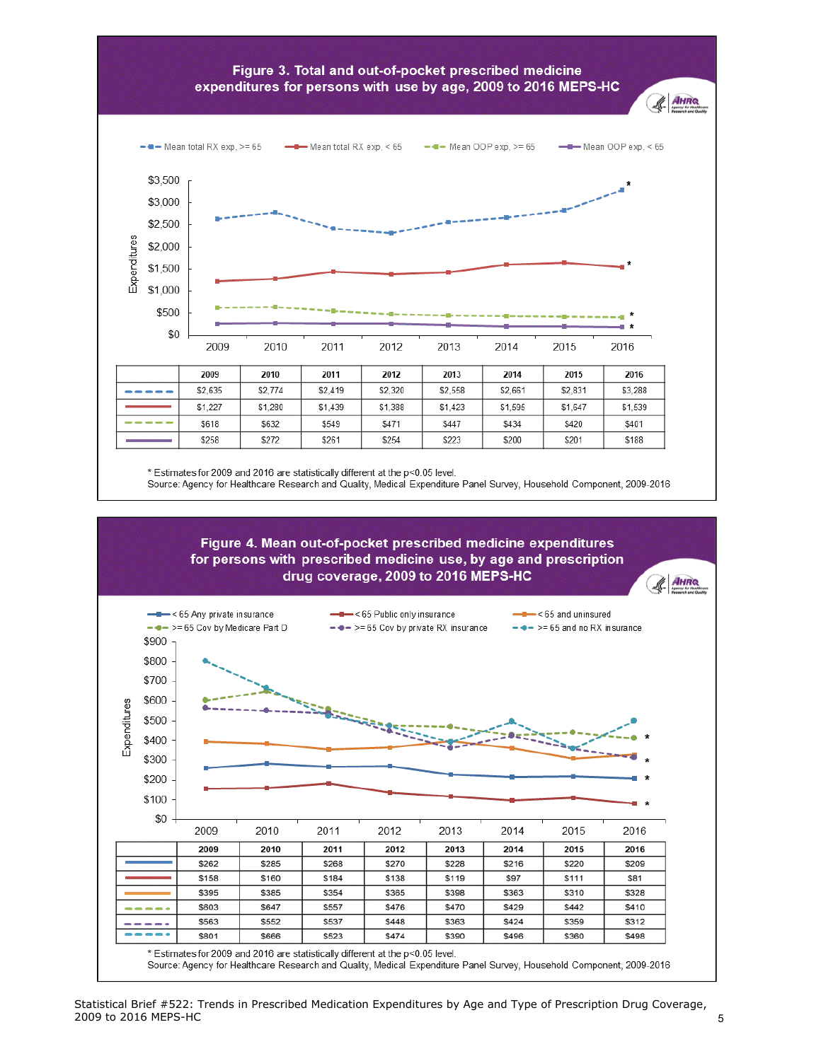## Figure 3. Total and out-of-pocket prescribed medicine expenditures for persons with use by age, 2009 to 2016 MEPS-HC

Mean total RX exp, >= 65
Mean total RX exp, < 65
Mean OOP exp, >= 65
Mean OOP exp, < 65

Expenditures

$3,500
$3,000
$2,500
$2,000
$1,500
$1,000
$500
$0

2009 2010 2011 2012 2013 2014 2015 2016

| | 2009 | 2010 | 2011 | 2012 | 2013 | 2014 | 2015 | 2016 |
|---|---|---|---|---|---|---|---|---|
| Mean total RX exp, >= 65 | $2,635 | $2,774 | $2,419 | $2,320 | $2,558 | $2,661 | $2,831 | $3,288 |
| Mean total RX exp, < 65 | $1,227 | $1,280 | $1,439 | $1,388 | $1,423 | $1,595 | $1,647 | $1,539 |
| Mean OOP exp, >= 65 | $618 | $632 | $549 | $471 | $447 | $434 | $420 | $401 |
| Mean OOP exp, < 65 | $258 | $272 | $261 | $254 | $223 | $200 | $201 | $188 |

* Estimates for 2009 and 2016 are statistically different at the p<0.05 level.
Source: Agency for Healthcare Research and Quality, Medical Expenditure Panel Survey, Household Component, 2009-2016

## Figure 4. Mean out-of-pocket prescribed medicine expenditures for persons with prescribed medicine use, by age and prescription drug coverage, 2009 to 2016 MEPS-HC

< 65 Any private insurance
< 65 Public only insurance
< 65 and uninsured
>= 65 Cov by Medicare Part D
>= 65 Cov by private RX insurance
>= 65 and no RX insurance

Expenditures

$900
$800
$700
$600
$500
$400
$300
$200
$100
$0

2009 2010 2011 2012 2013 2014 2015 2016

| | 2009 | 2010 | 2011 | 2012 | 2013 | 2014 | 2015 | 2016 |
|---|---|---|---|---|---|---|---|---|
| < 65 Any private insurance | $262 | $285 | $268 | $270 | $228 | $216 | $220 | $209 |
| < 65 Public only insurance | $158 | $160 | $184 | $138 | $119 | $97 | $111 | $81 |
| < 65 and uninsured | $395 | $385 | $354 | $365 | $398 | $363 | $310 | $328 |
| >= 65 Cov by Medicare Part D | $603 | $647 | $557 | $476 | $470 | $429 | $442 | $410 |
| >= 65 Cov by private RX insurance | $563 | $552 | $537 | $448 | $363 | $424 | $359 | $312 |
| >= 65 and no RX insurance | $801 | $666 | $523 | $474 | $390 | $496 | $360 | $498 |

* Estimates for 2009 and 2016 are statistically different at the p<0.05 level.
Source: Agency for Healthcare Research and Quality, Medical Expenditure Panel Survey, Household Component, 2009-2016